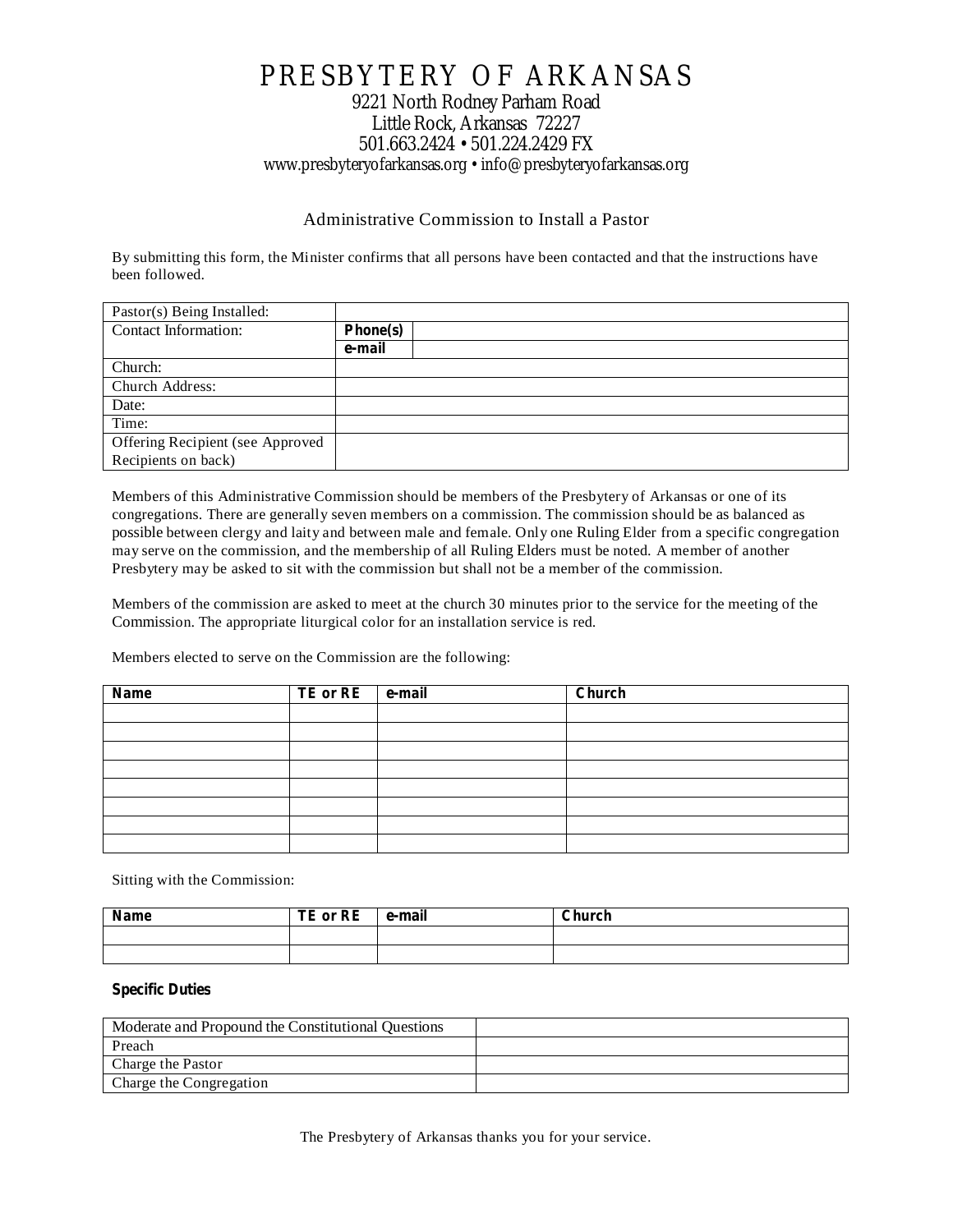# PRESBYTERY OF ARKANSAS

9221 North Rodney Parham Road
Little Rock, Arkansas 72227
501.663.2424 • 501.224.2429 FX
www.presbyteryofarkansas.org • info@presbyteryofarkansas.org

## Administrative Commission to Install a Pastor

By submitting this form, the Minister confirms that all persons have been contacted and that the instructions have been followed.

| | | |
|---|---|---|
| Pastor(s) Being Installed: | | |
| Contact Information: | **Phone(s)** | |
| | **e-mail** | |
| Church: | | |
| Church Address: | | |
| Date: | | |
| Time: | | |
| Offering Recipient (see Approved Recipients on back) | | |

Members of this Administrative Commission should be members of the Presbytery of Arkansas or one of its congregations. There are generally seven members on a commission. The commission should be as balanced as possible between clergy and laity and between male and female. Only one Ruling Elder from a specific congregation may serve on the commission, and the membership of all Ruling Elders must be noted. A member of another Presbytery may be asked to sit with the commission but shall not be a member of the commission.

Members of the commission are asked to meet at the church 30 minutes prior to the service for the meeting of the Commission. The appropriate liturgical color for an installation service is red.

Members elected to serve on the Commission are the following:

| Name | TE or RE | e-mail | Church |
|---|---|---|---|
| | | | |
| | | | |
| | | | |
| | | | |
| | | | |
| | | | |
| | | | |
| | | | |

Sitting with the Commission:

| Name | TE or RE | e-mail | Church |
|---|---|---|---|
| | | | |
| | | | |

**Specific Duties**

| | |
|---|---|
| Moderate and Propound the Constitutional Questions | |
| Preach | |
| Charge the Pastor | |
| Charge the Congregation | |

The Presbytery of Arkansas thanks you for your service.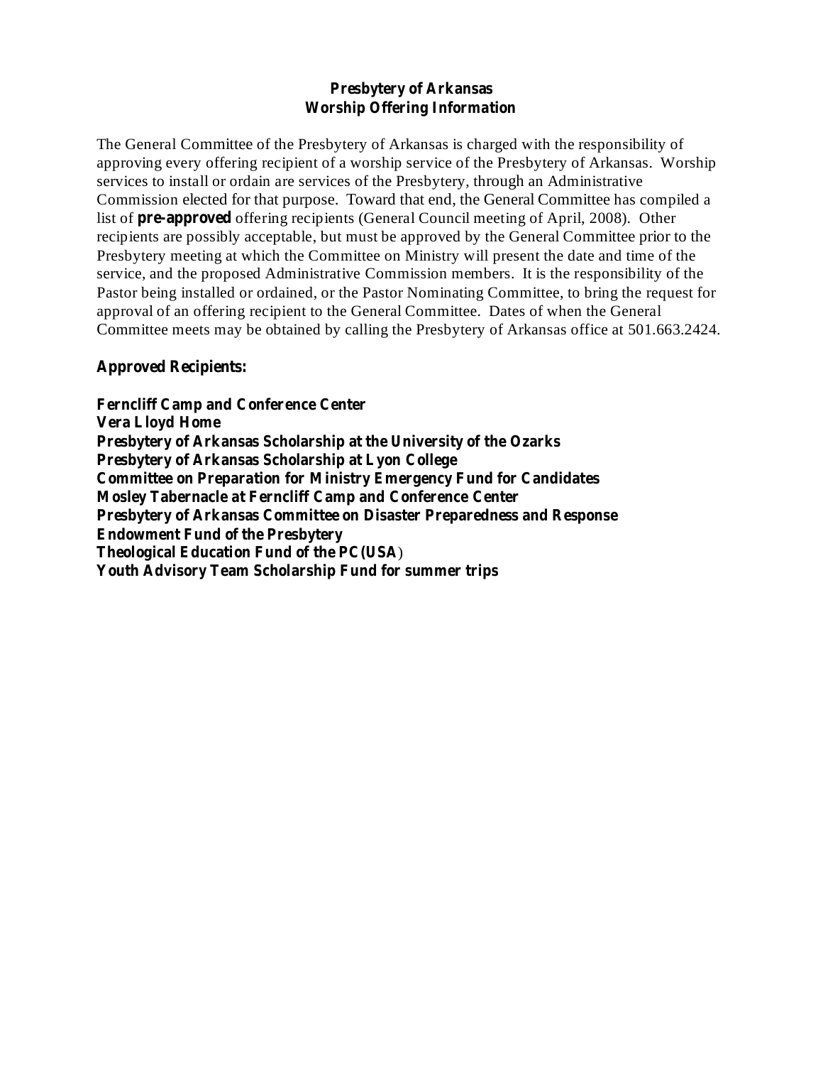**Presbytery of Arkansas**
**Worship Offering Information**

The General Committee of the Presbytery of Arkansas is charged with the responsibility of approving every offering recipient of a worship service of the Presbytery of Arkansas. Worship services to install or ordain are services of the Presbytery, through an Administrative Commission elected for that purpose. Toward that end, the General Committee has compiled a list of **pre-approved** offering recipients (General Council meeting of April, 2008). Other recipients are possibly acceptable, but must be approved by the General Committee prior to the Presbytery meeting at which the Committee on Ministry will present the date and time of the service, and the proposed Administrative Commission members. It is the responsibility of the Pastor being installed or ordained, or the Pastor Nominating Committee, to bring the request for approval of an offering recipient to the General Committee. Dates of when the General Committee meets may be obtained by calling the Presbytery of Arkansas office at 501.663.2424.

**Approved Recipients:**

**Ferncliff Camp and Conference Center**
**Vera Lloyd Home**
**Presbytery of Arkansas Scholarship at the University of the Ozarks**
**Presbytery of Arkansas Scholarship at Lyon College**
**Committee on Preparation for Ministry Emergency Fund for Candidates**
**Mosley Tabernacle at Ferncliff Camp and Conference Center**
**Presbytery of Arkansas Committee on Disaster Preparedness and Response**
**Endowment Fund of the Presbytery**
**Theological Education Fund of the PC(USA**)
**Youth Advisory Team Scholarship Fund for summer trips**